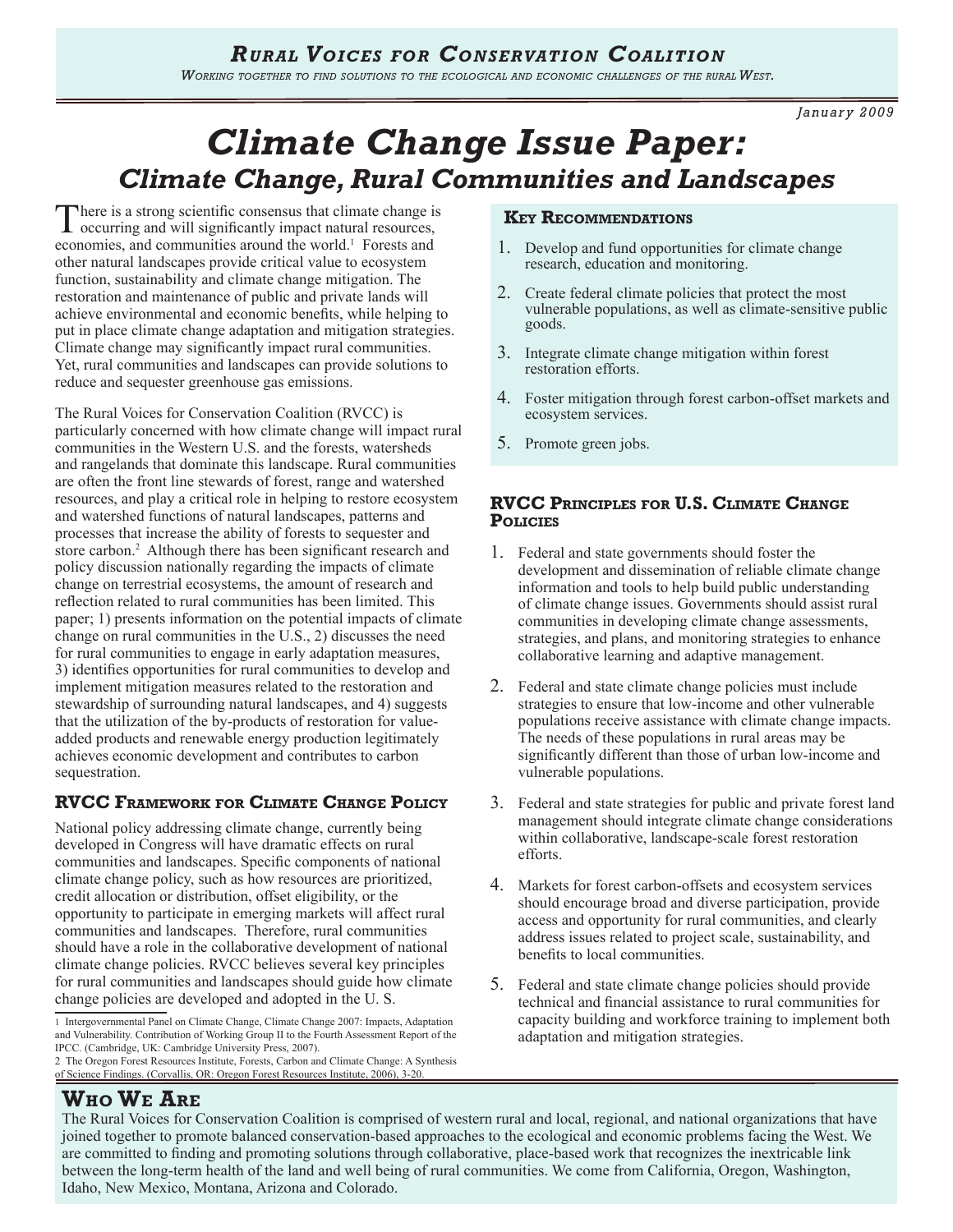# Rural Voices for Conservation Coalition

*Working together to find solutions to the ecological and economic challenges of the rural West.*

*January 2009*

# Climate Change Issue Paper:

## Climate Change, Rural Communities and Landscapes

There is a strong scientific consensus that climate change is occurring and will significantly impact natural resources, economies, and communities around the world.[1] Forests and other natural landscapes provide critical value to ecosystem function, sustainability and climate change mitigation. The restoration and maintenance of public and private lands will achieve environmental and economic benefits, while helping to put in place climate change adaptation and mitigation strategies. Climate change may significantly impact rural communities. Yet, rural communities and landscapes can provide solutions to reduce and sequester greenhouse gas emissions.

The Rural Voices for Conservation Coalition (RVCC) is particularly concerned with how climate change will impact rural communities in the Western U.S. and the forests, watersheds and rangelands that dominate this landscape. Rural communities are often the front line stewards of forest, range and watershed resources, and play a critical role in helping to restore ecosystem and watershed functions of natural landscapes, patterns and processes that increase the ability of forests to sequester and store carbon.[2] Although there has been significant research and policy discussion nationally regarding the impacts of climate change on terrestrial ecosystems, the amount of research and reflection related to rural communities has been limited. This paper; 1) presents information on the potential impacts of climate change on rural communities in the U.S., 2) discusses the need for rural communities to engage in early adaptation measures, 3) identifies opportunities for rural communities to develop and implement mitigation measures related to the restoration and stewardship of surrounding natural landscapes, and 4) suggests that the utilization of the by-products of restoration for value-added products and renewable energy production legitimately achieves economic development and contributes to carbon sequestration.

### RVCC Framework for Climate Change Policy

National policy addressing climate change, currently being developed in Congress will have dramatic effects on rural communities and landscapes. Specific components of national climate change policy, such as how resources are prioritized, credit allocation or distribution, offset eligibility, or the opportunity to participate in emerging markets will affect rural communities and landscapes. Therefore, rural communities should have a role in the collaborative development of national climate change policies. RVCC believes several key principles for rural communities and landscapes should guide how climate change policies are developed and adopted in the U. S.

### Key Recommendations

1. Develop and fund opportunities for climate change research, education and monitoring.
2. Create federal climate policies that protect the most vulnerable populations, as well as climate-sensitive public goods.
3. Integrate climate change mitigation within forest restoration efforts.
4. Foster mitigation through forest carbon-offset markets and ecosystem services.
5. Promote green jobs.

### RVCC Principles for U.S. Climate Change Policies

1. Federal and state governments should foster the development and dissemination of reliable climate change information and tools to help build public understanding of climate change issues. Governments should assist rural communities in developing climate change assessments, strategies, and plans, and monitoring strategies to enhance collaborative learning and adaptive management.
2. Federal and state climate change policies must include strategies to ensure that low-income and other vulnerable populations receive assistance with climate change impacts. The needs of these populations in rural areas may be significantly different than those of urban low-income and vulnerable populations.
3. Federal and state strategies for public and private forest land management should integrate climate change considerations within collaborative, landscape-scale forest restoration efforts.
4. Markets for forest carbon-offsets and ecosystem services should encourage broad and diverse participation, provide access and opportunity for rural communities, and clearly address issues related to project scale, sustainability, and benefits to local communities.
5. Federal and state climate change policies should provide technical and financial assistance to rural communities for capacity building and workforce training to implement both adaptation and mitigation strategies.

---

1 Intergovernmental Panel on Climate Change, Climate Change 2007: Impacts, Adaptation and Vulnerability. Contribution of Working Group II to the Fourth Assessment Report of the IPCC. (Cambridge, UK: Cambridge University Press, 2007).

2 The Oregon Forest Resources Institute, Forests, Carbon and Climate Change: A Synthesis of Science Findings. (Corvallis, OR: Oregon Forest Resources Institute, 2006), 3-20.

## Who We Are

The Rural Voices for Conservation Coalition is comprised of western rural and local, regional, and national organizations that have joined together to promote balanced conservation-based approaches to the ecological and economic problems facing the West. We are committed to finding and promoting solutions through collaborative, place-based work that recognizes the inextricable link between the long-term health of the land and well being of rural communities. We come from California, Oregon, Washington, Idaho, New Mexico, Montana, Arizona and Colorado.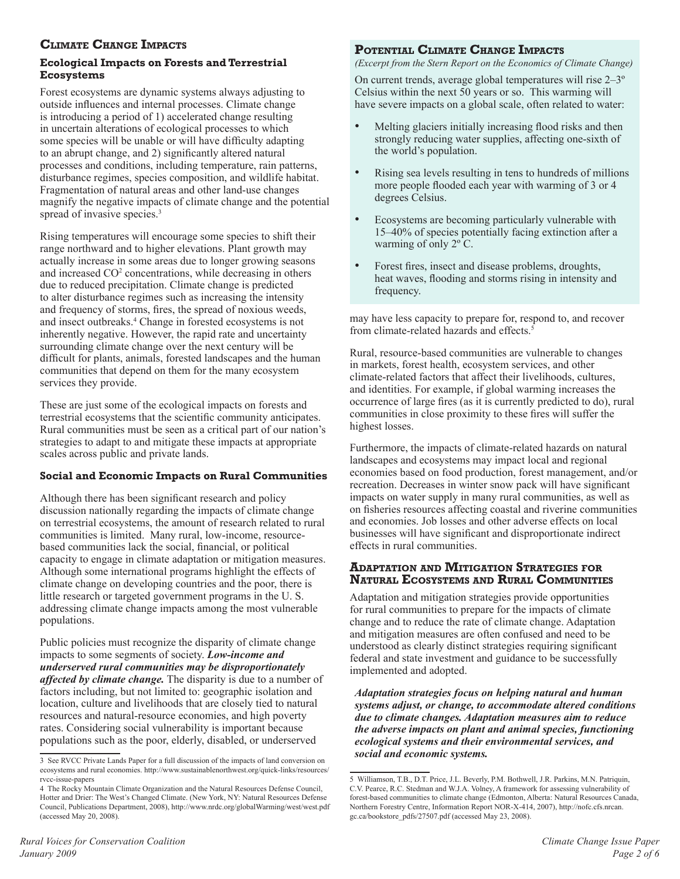## Climate Change Impacts

### Ecological Impacts on Forests and Terrestrial Ecosystems

Forest ecosystems are dynamic systems always adjusting to outside influences and internal processes. Climate change is introducing a period of 1) accelerated change resulting in uncertain alterations of ecological processes to which some species will be unable or will have difficulty adapting to an abrupt change, and 2) significantly altered natural processes and conditions, including temperature, rain patterns, disturbance regimes, species composition, and wildlife habitat. Fragmentation of natural areas and other land-use changes magnify the negative impacts of climate change and the potential spread of invasive species.[3]

Rising temperatures will encourage some species to shift their range northward and to higher elevations. Plant growth may actually increase in some areas due to longer growing seasons and increased $CO^2$ concentrations, while decreasing in others due to reduced precipitation. Climate change is predicted to alter disturbance regimes such as increasing the intensity and frequency of storms, fires, the spread of noxious weeds, and insect outbreaks.[4] Change in forested ecosystems is not inherently negative. However, the rapid rate and uncertainty surrounding climate change over the next century will be difficult for plants, animals, forested landscapes and the human communities that depend on them for the many ecosystem services they provide.

These are just some of the ecological impacts on forests and terrestrial ecosystems that the scientific community anticipates. Rural communities must be seen as a critical part of our nation's strategies to adapt to and mitigate these impacts at appropriate scales across public and private lands.

### Social and Economic Impacts on Rural Communities

Although there has been significant research and policy discussion nationally regarding the impacts of climate change on terrestrial ecosystems, the amount of research related to rural communities is limited. Many rural, low-income, resource-based communities lack the social, financial, or political capacity to engage in climate adaptation or mitigation measures. Although some international programs highlight the effects of climate change on developing countries and the poor, there is little research or targeted government programs in the U. S. addressing climate change impacts among the most vulnerable populations.

Public policies must recognize the disparity of climate change impacts to some segments of society. ***Low-income and underserved rural communities may be disproportionately affected by climate change.*** The disparity is due to a number of factors including, but not limited to: geographic isolation and location, culture and livelihoods that are closely tied to natural resources and natural-resource economies, and high poverty rates. Considering social vulnerability is important because populations such as the poor, elderly, disabled, or underserved may have less capacity to prepare for, respond to, and recover from climate-related hazards and effects.[5]

Rural, resource-based communities are vulnerable to changes in markets, forest health, ecosystem services, and other climate-related factors that affect their livelihoods, cultures, and identities. For example, if global warming increases the occurrence of large fires (as it is currently predicted to do), rural communities in close proximity to these fires will suffer the highest losses.

Furthermore, the impacts of climate-related hazards on natural landscapes and ecosystems may impact local and regional economies based on food production, forest management, and/or recreation. Decreases in winter snow pack will have significant impacts on water supply in many rural communities, as well as on fisheries resources affecting coastal and riverine communities and economies. Job losses and other adverse effects on local businesses will have significant and disproportionate indirect effects in rural communities.

### Potential Climate Change Impacts

*(Excerpt from the Stern Report on the Economics of Climate Change)*

On current trends, average global temperatures will rise 2–3º Celsius within the next 50 years or so. This warming will have severe impacts on a global scale, often related to water:

- Melting glaciers initially increasing flood risks and then strongly reducing water supplies, affecting one-sixth of the world's population.
- Rising sea levels resulting in tens to hundreds of millions more people flooded each year with warming of 3 or 4 degrees Celsius.
- Ecosystems are becoming particularly vulnerable with 15–40% of species potentially facing extinction after a warming of only 2º C.
- Forest fires, insect and disease problems, droughts, heat waves, flooding and storms rising in intensity and frequency.

## Adaptation and Mitigation Strategies for Natural Ecosystems and Rural Communities

Adaptation and mitigation strategies provide opportunities for rural communities to prepare for the impacts of climate change and to reduce the rate of climate change. Adaptation and mitigation measures are often confused and need to be understood as clearly distinct strategies requiring significant federal and state investment and guidance to be successfully implemented and adopted.

***Adaptation strategies focus on helping natural and human systems adjust, or change, to accommodate altered conditions due to climate changes. Adaptation measures aim to reduce the adverse impacts on plant and animal species, functioning ecological systems and their environmental services, and social and economic systems.***

---

3 See RVCC Private Lands Paper for a full discussion of the impacts of land conversion on ecosystems and rural economies. http://www.sustainablenorthwest.org/quick-links/resources/rvcc-issue-papers

4 The Rocky Mountain Climate Organization and the Natural Resources Defense Council, Hotter and Drier: The West's Changed Climate. (New York, NY: Natural Resources Defense Council, Publications Department, 2008), http://www.nrdc.org/globalWarming/west/west.pdf (accessed May 20, 2008).

5 Williamson, T.B., D.T. Price, J.L. Beverly, P.M. Bothwell, J.R. Parkins, M.N. Patriquin, C.V. Pearce, R.C. Stedman and W.J.A. Volney, A framework for assessing vulnerability of forest-based communities to climate change (Edmonton, Alberta: Natural Resources Canada, Northern Forestry Centre, Information Report NOR-X-414, 2007), http://nofc.cfs.nrcan.gc.ca/bookstore_pdfs/27507.pdf (accessed May 23, 2008).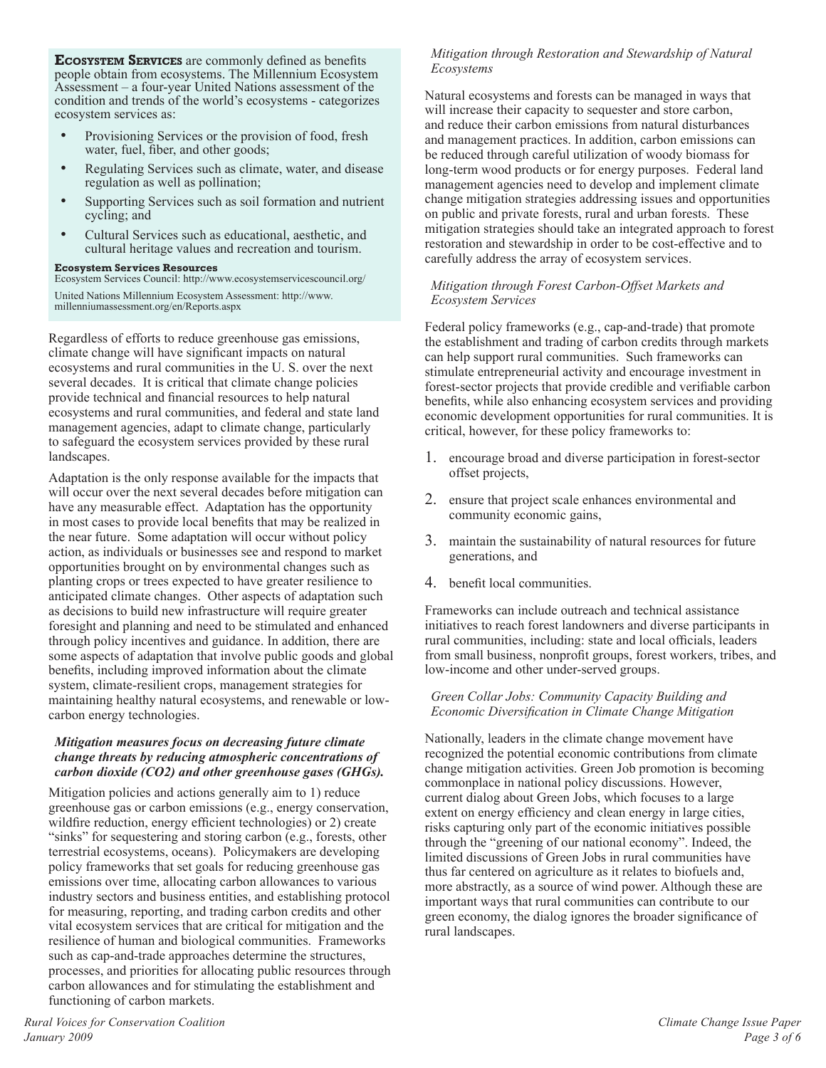**Ecosystem Services** are commonly defined as benefits people obtain from ecosystems. The Millennium Ecosystem Assessment – a four-year United Nations assessment of the condition and trends of the world's ecosystems - categorizes ecosystem services as:

- Provisioning Services or the provision of food, fresh water, fuel, fiber, and other goods;
- Regulating Services such as climate, water, and disease regulation as well as pollination;
- Supporting Services such as soil formation and nutrient cycling; and
- Cultural Services such as educational, aesthetic, and cultural heritage values and recreation and tourism.

**Ecosystem Services Resources**

Ecosystem Services Council: http://www.ecosystemservicescouncil.org/

United Nations Millennium Ecosystem Assessment: http://www.millenniumassessment.org/en/Reports.aspx

Regardless of efforts to reduce greenhouse gas emissions, climate change will have significant impacts on natural ecosystems and rural communities in the U. S. over the next several decades. It is critical that climate change policies provide technical and financial resources to help natural ecosystems and rural communities, and federal and state land management agencies, adapt to climate change, particularly to safeguard the ecosystem services provided by these rural landscapes.

Adaptation is the only response available for the impacts that will occur over the next several decades before mitigation can have any measurable effect. Adaptation has the opportunity in most cases to provide local benefits that may be realized in the near future. Some adaptation will occur without policy action, as individuals or businesses see and respond to market opportunities brought on by environmental changes such as planting crops or trees expected to have greater resilience to anticipated climate changes. Other aspects of adaptation such as decisions to build new infrastructure will require greater foresight and planning and need to be stimulated and enhanced through policy incentives and guidance. In addition, there are some aspects of adaptation that involve public goods and global benefits, including improved information about the climate system, climate-resilient crops, management strategies for maintaining healthy natural ecosystems, and renewable or low-carbon energy technologies.

***Mitigation measures focus on decreasing future climate change threats by reducing atmospheric concentrations of carbon dioxide (CO2) and other greenhouse gases (GHGs).***

Mitigation policies and actions generally aim to 1) reduce greenhouse gas or carbon emissions (e.g., energy conservation, wildfire reduction, energy efficient technologies) or 2) create "sinks" for sequestering and storing carbon (e.g., forests, other terrestrial ecosystems, oceans). Policymakers are developing policy frameworks that set goals for reducing greenhouse gas emissions over time, allocating carbon allowances to various industry sectors and business entities, and establishing protocol for measuring, reporting, and trading carbon credits and other vital ecosystem services that are critical for mitigation and the resilience of human and biological communities. Frameworks such as cap-and-trade approaches determine the structures, processes, and priorities for allocating public resources through carbon allowances and for stimulating the establishment and functioning of carbon markets.

*Mitigation through Restoration and Stewardship of Natural Ecosystems*

Natural ecosystems and forests can be managed in ways that will increase their capacity to sequester and store carbon, and reduce their carbon emissions from natural disturbances and management practices. In addition, carbon emissions can be reduced through careful utilization of woody biomass for long-term wood products or for energy purposes. Federal land management agencies need to develop and implement climate change mitigation strategies addressing issues and opportunities on public and private forests, rural and urban forests. These mitigation strategies should take an integrated approach to forest restoration and stewardship in order to be cost-effective and to carefully address the array of ecosystem services.

*Mitigation through Forest Carbon-Offset Markets and Ecosystem Services*

Federal policy frameworks (e.g., cap-and-trade) that promote the establishment and trading of carbon credits through markets can help support rural communities. Such frameworks can stimulate entrepreneurial activity and encourage investment in forest-sector projects that provide credible and verifiable carbon benefits, while also enhancing ecosystem services and providing economic development opportunities for rural communities. It is critical, however, for these policy frameworks to:

1. encourage broad and diverse participation in forest-sector offset projects,
2. ensure that project scale enhances environmental and community economic gains,
3. maintain the sustainability of natural resources for future generations, and
4. benefit local communities.

Frameworks can include outreach and technical assistance initiatives to reach forest landowners and diverse participants in rural communities, including: state and local officials, leaders from small business, nonprofit groups, forest workers, tribes, and low-income and other under-served groups.

*Green Collar Jobs: Community Capacity Building and Economic Diversification in Climate Change Mitigation*

Nationally, leaders in the climate change movement have recognized the potential economic contributions from climate change mitigation activities. Green Job promotion is becoming commonplace in national policy discussions. However, current dialog about Green Jobs, which focuses to a large extent on energy efficiency and clean energy in large cities, risks capturing only part of the economic initiatives possible through the "greening of our national economy". Indeed, the limited discussions of Green Jobs in rural communities have thus far centered on agriculture as it relates to biofuels and, more abstractly, as a source of wind power. Although these are important ways that rural communities can contribute to our green economy, the dialog ignores the broader significance of rural landscapes.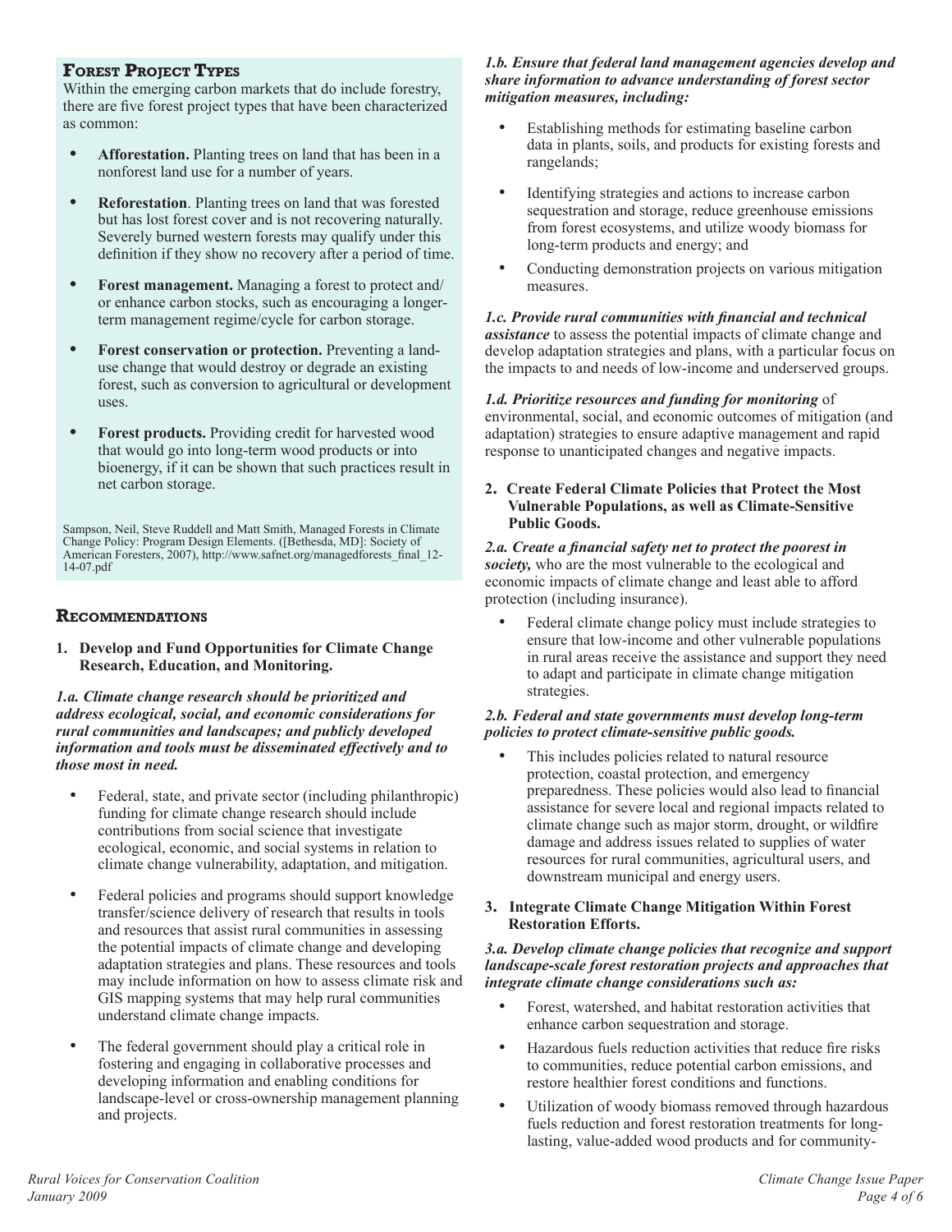## Forest Project Types

Within the emerging carbon markets that do include forestry, there are five forest project types that have been characterized as common:

- **Afforestation.** Planting trees on land that has been in a nonforest land use for a number of years.
- **Reforestation**. Planting trees on land that was forested but has lost forest cover and is not recovering naturally. Severely burned western forests may qualify under this definition if they show no recovery after a period of time.
- **Forest management.** Managing a forest to protect and/or enhance carbon stocks, such as encouraging a longer-term management regime/cycle for carbon storage.
- **Forest conservation or protection.** Preventing a land-use change that would destroy or degrade an existing forest, such as conversion to agricultural or development uses.
- **Forest products.** Providing credit for harvested wood that would go into long-term wood products or into bioenergy, if it can be shown that such practices result in net carbon storage.

Sampson, Neil, Steve Ruddell and Matt Smith, Managed Forests in Climate Change Policy: Program Design Elements. ([Bethesda, MD]: Society of American Foresters, 2007), http://www.safnet.org/managedforests_final_12-14-07.pdf

## Recommendations

**1. Develop and Fund Opportunities for Climate Change Research, Education, and Monitoring.**

***1.a. Climate change research should be prioritized and address ecological, social, and economic considerations for rural communities and landscapes; and publicly developed information and tools must be disseminated effectively and to those most in need.***

- Federal, state, and private sector (including philanthropic) funding for climate change research should include contributions from social science that investigate ecological, economic, and social systems in relation to climate change vulnerability, adaptation, and mitigation.
- Federal policies and programs should support knowledge transfer/science delivery of research that results in tools and resources that assist rural communities in assessing the potential impacts of climate change and developing adaptation strategies and plans. These resources and tools may include information on how to assess climate risk and GIS mapping systems that may help rural communities understand climate change impacts.
- The federal government should play a critical role in fostering and engaging in collaborative processes and developing information and enabling conditions for landscape-level or cross-ownership management planning and projects.

***1.b. Ensure that federal land management agencies develop and share information to advance understanding of forest sector mitigation measures, including:***

- Establishing methods for estimating baseline carbon data in plants, soils, and products for existing forests and rangelands;
- Identifying strategies and actions to increase carbon sequestration and storage, reduce greenhouse emissions from forest ecosystems, and utilize woody biomass for long-term products and energy; and
- Conducting demonstration projects on various mitigation measures.

***1.c. Provide rural communities with financial and technical assistance*** to assess the potential impacts of climate change and develop adaptation strategies and plans, with a particular focus on the impacts to and needs of low-income and underserved groups.

***1.d. Prioritize resources and funding for monitoring*** of environmental, social, and economic outcomes of mitigation (and adaptation) strategies to ensure adaptive management and rapid response to unanticipated changes and negative impacts.

**2. Create Federal Climate Policies that Protect the Most Vulnerable Populations, as well as Climate-Sensitive Public Goods.**

***2.a. Create a financial safety net to protect the poorest in society,*** who are the most vulnerable to the ecological and economic impacts of climate change and least able to afford protection (including insurance).

- Federal climate change policy must include strategies to ensure that low-income and other vulnerable populations in rural areas receive the assistance and support they need to adapt and participate in climate change mitigation strategies.

***2.b. Federal and state governments must develop long-term policies to protect climate-sensitive public goods.***

- This includes policies related to natural resource protection, coastal protection, and emergency preparedness. These policies would also lead to financial assistance for severe local and regional impacts related to climate change such as major storm, drought, or wildfire damage and address issues related to supplies of water resources for rural communities, agricultural users, and downstream municipal and energy users.

**3. Integrate Climate Change Mitigation Within Forest Restoration Efforts.**

***3.a. Develop climate change policies that recognize and support landscape-scale forest restoration projects and approaches that integrate climate change considerations such as:***

- Forest, watershed, and habitat restoration activities that enhance carbon sequestration and storage.
- Hazardous fuels reduction activities that reduce fire risks to communities, reduce potential carbon emissions, and restore healthier forest conditions and functions.
- Utilization of woody biomass removed through hazardous fuels reduction and forest restoration treatments for long-lasting, value-added wood products and for community-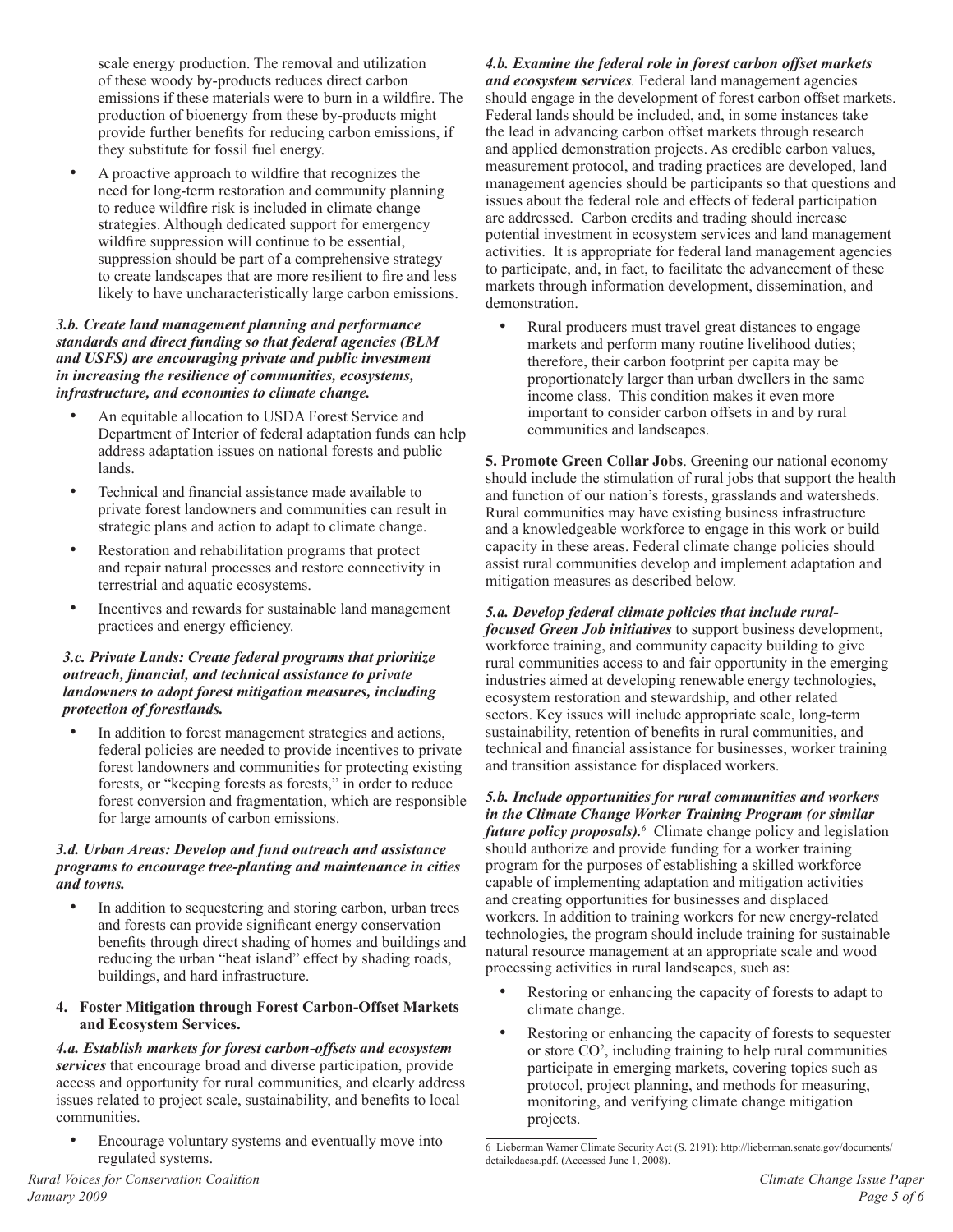scale energy production. The removal and utilization of these woody by-products reduces direct carbon emissions if these materials were to burn in a wildfire. The production of bioenergy from these by-products might provide further benefits for reducing carbon emissions, if they substitute for fossil fuel energy.

- A proactive approach to wildfire that recognizes the need for long-term restoration and community planning to reduce wildfire risk is included in climate change strategies. Although dedicated support for emergency wildfire suppression will continue to be essential, suppression should be part of a comprehensive strategy to create landscapes that are more resilient to fire and less likely to have uncharacteristically large carbon emissions.

***3.b. Create land management planning and performance standards and direct funding so that federal agencies (BLM and USFS) are encouraging private and public investment in increasing the resilience of communities, ecosystems, infrastructure, and economies to climate change.***

- An equitable allocation to USDA Forest Service and Department of Interior of federal adaptation funds can help address adaptation issues on national forests and public lands.
- Technical and financial assistance made available to private forest landowners and communities can result in strategic plans and action to adapt to climate change.
- Restoration and rehabilitation programs that protect and repair natural processes and restore connectivity in terrestrial and aquatic ecosystems.
- Incentives and rewards for sustainable land management practices and energy efficiency.

***3.c. Private Lands: Create federal programs that prioritize outreach, financial, and technical assistance to private landowners to adopt forest mitigation measures, including protection of forestlands.***

- In addition to forest management strategies and actions, federal policies are needed to provide incentives to private forest landowners and communities for protecting existing forests, or "keeping forests as forests," in order to reduce forest conversion and fragmentation, which are responsible for large amounts of carbon emissions.

***3.d. Urban Areas: Develop and fund outreach and assistance programs to encourage tree-planting and maintenance in cities and towns.***

- In addition to sequestering and storing carbon, urban trees and forests can provide significant energy conservation benefits through direct shading of homes and buildings and reducing the urban "heat island" effect by shading roads, buildings, and hard infrastructure.

**4. Foster Mitigation through Forest Carbon-Offset Markets and Ecosystem Services.**

***4.a. Establish markets for forest carbon-offsets and ecosystem services*** that encourage broad and diverse participation, provide access and opportunity for rural communities, and clearly address issues related to project scale, sustainability, and benefits to local communities.

- Encourage voluntary systems and eventually move into regulated systems.

***4.b. Examine the federal role in forest carbon offset markets and ecosystem services.*** Federal land management agencies should engage in the development of forest carbon offset markets. Federal lands should be included, and, in some instances take the lead in advancing carbon offset markets through research and applied demonstration projects. As credible carbon values, measurement protocol, and trading practices are developed, land management agencies should be participants so that questions and issues about the federal role and effects of federal participation are addressed. Carbon credits and trading should increase potential investment in ecosystem services and land management activities. It is appropriate for federal land management agencies to participate, and, in fact, to facilitate the advancement of these markets through information development, dissemination, and demonstration.

- Rural producers must travel great distances to engage markets and perform many routine livelihood duties; therefore, their carbon footprint per capita may be proportionately larger than urban dwellers in the same income class. This condition makes it even more important to consider carbon offsets in and by rural communities and landscapes.

**5. Promote Green Collar Jobs**. Greening our national economy should include the stimulation of rural jobs that support the health and function of our nation's forests, grasslands and watersheds. Rural communities may have existing business infrastructure and a knowledgeable workforce to engage in this work or build capacity in these areas. Federal climate change policies should assist rural communities develop and implement adaptation and mitigation measures as described below.

***5.a. Develop federal climate policies that include rural-focused Green Job initiatives*** to support business development, workforce training, and community capacity building to give rural communities access to and fair opportunity in the emerging industries aimed at developing renewable energy technologies, ecosystem restoration and stewardship, and other related sectors. Key issues will include appropriate scale, long-term sustainability, retention of benefits in rural communities, and technical and financial assistance for businesses, worker training and transition assistance for displaced workers.

***5.b. Include opportunities for rural communities and workers in the Climate Change Worker Training Program (or similar future policy proposals).***[6] Climate change policy and legislation should authorize and provide funding for a worker training program for the purposes of establishing a skilled workforce capable of implementing adaptation and mitigation activities and creating opportunities for businesses and displaced workers. In addition to training workers for new energy-related technologies, the program should include training for sustainable natural resource management at an appropriate scale and wood processing activities in rural landscapes, such as:

- Restoring or enhancing the capacity of forests to adapt to climate change.
- Restoring or enhancing the capacity of forests to sequester or store $CO^2$, including training to help rural communities participate in emerging markets, covering topics such as protocol, project planning, and methods for measuring, monitoring, and verifying climate change mitigation projects.

6 Lieberman Warner Climate Security Act (S. 2191): http://lieberman.senate.gov/documents/detailedacsa.pdf. (Accessed June 1, 2008).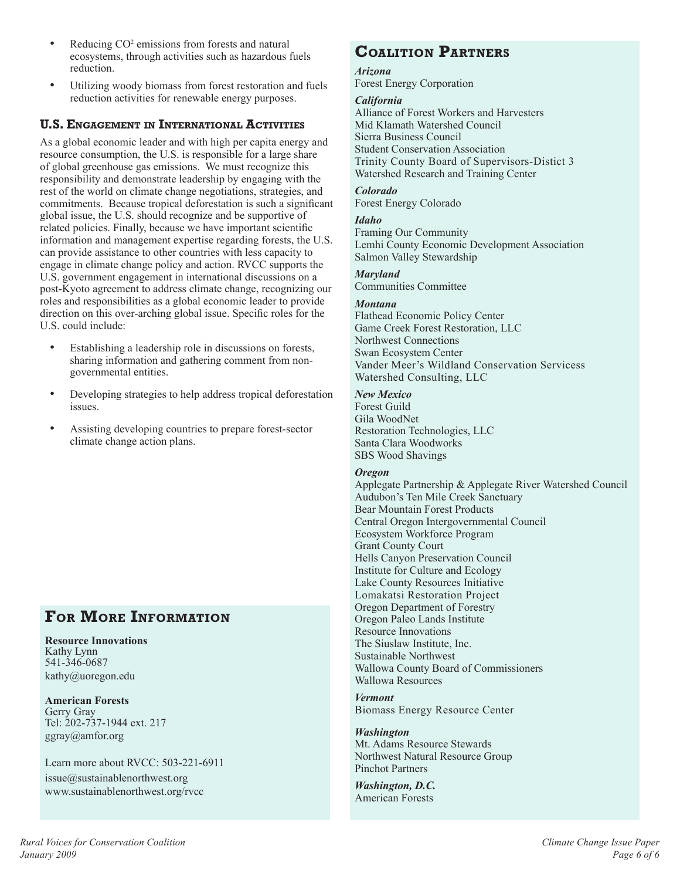- Reducing $CO^2$ emissions from forests and natural ecosystems, through activities such as hazardous fuels reduction.
- Utilizing woody biomass from forest restoration and fuels reduction activities for renewable energy purposes.

### U.S. Engagement in International Activities

As a global economic leader and with high per capita energy and resource consumption, the U.S. is responsible for a large share of global greenhouse gas emissions. We must recognize this responsibility and demonstrate leadership by engaging with the rest of the world on climate change negotiations, strategies, and commitments. Because tropical deforestation is such a significant global issue, the U.S. should recognize and be supportive of related policies. Finally, because we have important scientific information and management expertise regarding forests, the U.S. can provide assistance to other countries with less capacity to engage in climate change policy and action. RVCC supports the U.S. government engagement in international discussions on a post-Kyoto agreement to address climate change, recognizing our roles and responsibilities as a global economic leader to provide direction on this over-arching global issue. Specific roles for the U.S. could include:

- Establishing a leadership role in discussions on forests, sharing information and gathering comment from non-governmental entities.
- Developing strategies to help address tropical deforestation issues.
- Assisting developing countries to prepare forest-sector climate change action plans.

## For More Information

**Resource Innovations**
Kathy Lynn
541-346-0687
kathy@uoregon.edu

**American Forests**
Gerry Gray
Tel: 202-737-1944 ext. 217
ggray@amfor.org

Learn more about RVCC: 503-221-6911
issue@sustainablenorthwest.org
www.sustainablenorthwest.org/rvcc

## Coalition Partners

***Arizona***
Forest Energy Corporation

***California***
Alliance of Forest Workers and Harvesters
Mid Klamath Watershed Council
Sierra Business Council
Student Conservation Association
Trinity County Board of Supervisors-Distict 3
Watershed Research and Training Center

***Colorado***
Forest Energy Colorado

***Idaho***
Framing Our Community
Lemhi County Economic Development Association
Salmon Valley Stewardship

***Maryland***
Communities Committee

***Montana***
Flathead Economic Policy Center
Game Creek Forest Restoration, LLC
Northwest Connections
Swan Ecosystem Center
Vander Meer's Wildland Conservation Servicess
Watershed Consulting, LLC

***New Mexico***
Forest Guild
Gila WoodNet
Restoration Technologies, LLC
Santa Clara Woodworks
SBS Wood Shavings

***Oregon***
Applegate Partnership & Applegate River Watershed Council
Audubon's Ten Mile Creek Sanctuary
Bear Mountain Forest Products
Central Oregon Intergovernmental Council
Ecosystem Workforce Program
Grant County Court
Hells Canyon Preservation Council
Institute for Culture and Ecology
Lake County Resources Initiative
Lomakatsi Restoration Project
Oregon Department of Forestry
Oregon Paleo Lands Institute
Resource Innovations
The Siuslaw Institute, Inc.
Sustainable Northwest
Wallowa County Board of Commissioners
Wallowa Resources

***Vermont***
Biomass Energy Resource Center

***Washington***
Mt. Adams Resource Stewards
Northwest Natural Resource Group
Pinchot Partners

***Washington, D.C.***
American Forests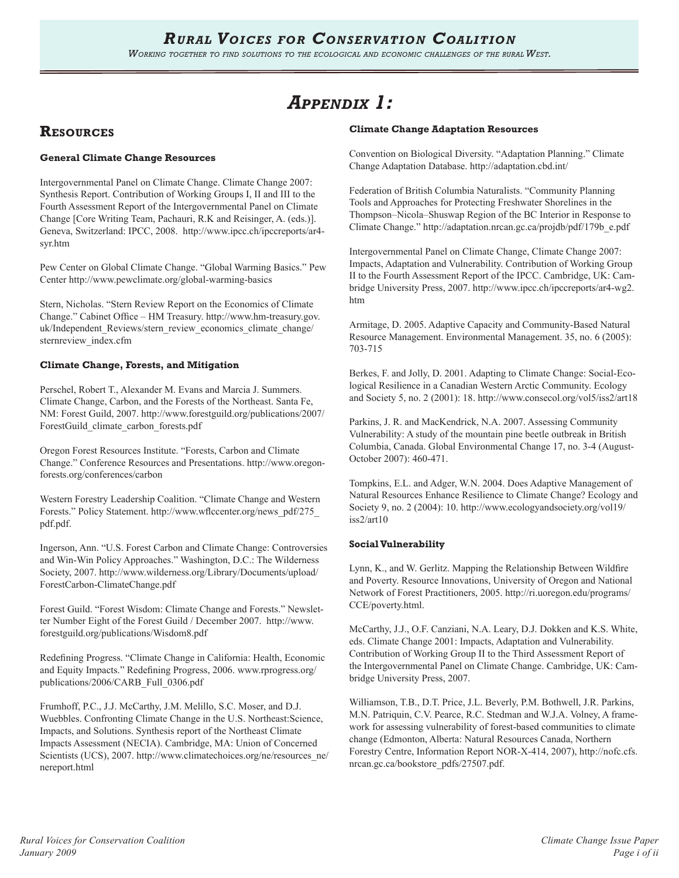# Appendix 1:

## Resources

### General Climate Change Resources

Intergovernmental Panel on Climate Change. Climate Change 2007: Synthesis Report. Contribution of Working Groups I, II and III to the Fourth Assessment Report of the Intergovernmental Panel on Climate Change [Core Writing Team, Pachauri, R.K and Reisinger, A. (eds.)]. Geneva, Switzerland: IPCC, 2008. http://www.ipcc.ch/ipccreports/ar4-syr.htm

Pew Center on Global Climate Change. "Global Warming Basics." Pew Center http://www.pewclimate.org/global-warming-basics

Stern, Nicholas. "Stern Review Report on the Economics of Climate Change." Cabinet Office – HM Treasury. http://www.hm-treasury.gov.uk/Independent_Reviews/stern_review_economics_climate_change/sternreview_index.cfm

### Climate Change, Forests, and Mitigation

Perschel, Robert T., Alexander M. Evans and Marcia J. Summers. Climate Change, Carbon, and the Forests of the Northeast. Santa Fe, NM: Forest Guild, 2007. http://www.forestguild.org/publications/2007/ForestGuild_climate_carbon_forests.pdf

Oregon Forest Resources Institute. "Forests, Carbon and Climate Change." Conference Resources and Presentations. http://www.oregonforests.org/conferences/carbon

Western Forestry Leadership Coalition. "Climate Change and Western Forests." Policy Statement. http://www.wflccenter.org/news_pdf/275_pdf.pdf.

Ingerson, Ann. "U.S. Forest Carbon and Climate Change: Controversies and Win-Win Policy Approaches." Washington, D.C.: The Wilderness Society, 2007. http://www.wilderness.org/Library/Documents/upload/ForestCarbon-ClimateChange.pdf

Forest Guild. "Forest Wisdom: Climate Change and Forests." Newsletter Number Eight of the Forest Guild / December 2007. http://www.forestguild.org/publications/Wisdom8.pdf

Redefining Progress. "Climate Change in California: Health, Economic and Equity Impacts." Redefining Progress, 2006. www.rprogress.org/publications/2006/CARB_Full_0306.pdf

Frumhoff, P.C., J.J. McCarthy, J.M. Melillo, S.C. Moser, and D.J. Wuebbles. Confronting Climate Change in the U.S. Northeast:Science, Impacts, and Solutions. Synthesis report of the Northeast Climate Impacts Assessment (NECIA). Cambridge, MA: Union of Concerned Scientists (UCS), 2007. http://www.climatechoices.org/ne/resources_ne/nereport.html

### Climate Change Adaptation Resources

Convention on Biological Diversity. "Adaptation Planning." Climate Change Adaptation Database. http://adaptation.cbd.int/

Federation of British Columbia Naturalists. "Community Planning Tools and Approaches for Protecting Freshwater Shorelines in the Thompson–Nicola–Shuswap Region of the BC Interior in Response to Climate Change." http://adaptation.nrcan.gc.ca/projdb/pdf/179b_e.pdf

Intergovernmental Panel on Climate Change, Climate Change 2007: Impacts, Adaptation and Vulnerability. Contribution of Working Group II to the Fourth Assessment Report of the IPCC. Cambridge, UK: Cambridge University Press, 2007. http://www.ipcc.ch/ipccreports/ar4-wg2.htm

Armitage, D. 2005. Adaptive Capacity and Community-Based Natural Resource Management. Environmental Management. 35, no. 6 (2005): 703-715

Berkes, F. and Jolly, D. 2001. Adapting to Climate Change: Social-Ecological Resilience in a Canadian Western Arctic Community. Ecology and Society 5, no. 2 (2001): 18. http://www.consecol.org/vol5/iss2/art18

Parkins, J. R. and MacKendrick, N.A. 2007. Assessing Community Vulnerability: A study of the mountain pine beetle outbreak in British Columbia, Canada. Global Environmental Change 17, no. 3-4 (August-October 2007): 460-471.

Tompkins, E.L. and Adger, W.N. 2004. Does Adaptive Management of Natural Resources Enhance Resilience to Climate Change? Ecology and Society 9, no. 2 (2004): 10. http://www.ecologyandsociety.org/vol19/iss2/art10

### Social Vulnerability

Lynn, K., and W. Gerlitz. Mapping the Relationship Between Wildfire and Poverty. Resource Innovations, University of Oregon and National Network of Forest Practitioners, 2005. http://ri.uoregon.edu/programs/CCE/poverty.html.

McCarthy, J.J., O.F. Canziani, N.A. Leary, D.J. Dokken and K.S. White, eds. Climate Change 2001: Impacts, Adaptation and Vulnerability. Contribution of Working Group II to the Third Assessment Report of the Intergovernmental Panel on Climate Change. Cambridge, UK: Cambridge University Press, 2007.

Williamson, T.B., D.T. Price, J.L. Beverly, P.M. Bothwell, J.R. Parkins, M.N. Patriquin, C.V. Pearce, R.C. Stedman and W.J.A. Volney, A framework for assessing vulnerability of forest-based communities to climate change (Edmonton, Alberta: Natural Resources Canada, Northern Forestry Centre, Information Report NOR-X-414, 2007), http://nofc.cfs.nrcan.gc.ca/bookstore_pdfs/27507.pdf.